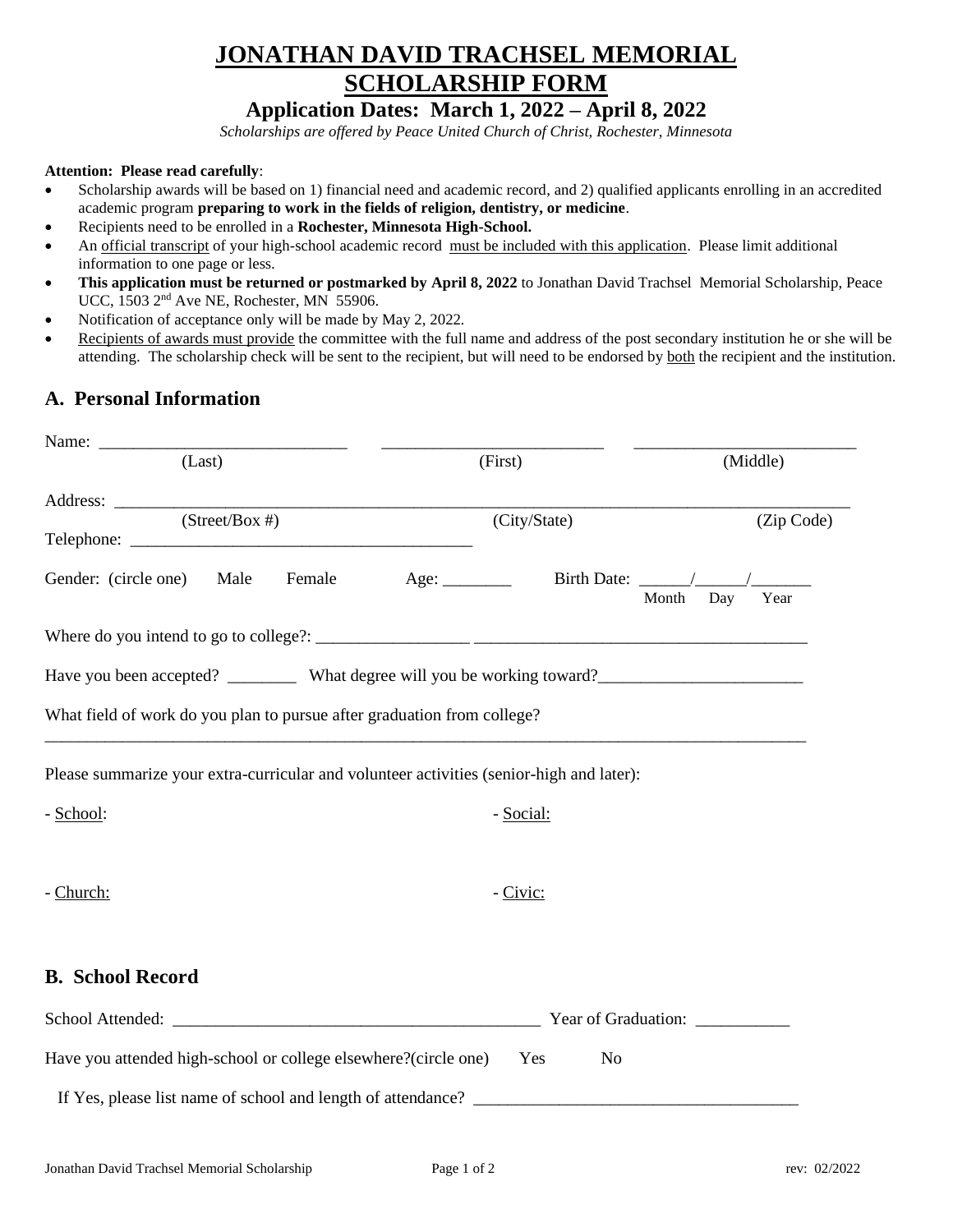# JONATHAN DAVID TRACHSEL MEMORIAL SCHOLARSHIP FORM

## Application Dates: March 1, 2022 – April 8, 2022

*Scholarships are offered by Peace United Church of Christ, Rochester, Minnesota*

**Attention: Please read carefully**:

- Scholarship awards will be based on 1) financial need and academic record, and 2) qualified applicants enrolling in an accredited academic program **preparing to work in the fields of religion, dentistry, or medicine**.
- Recipients need to be enrolled in a **Rochester, Minnesota High-School.**
- An official transcript of your high-school academic record must be included with this application. Please limit additional information to one page or less.
- **This application must be returned or postmarked by April 8, 2022** to Jonathan David Trachsel Memorial Scholarship, Peace UCC, 1503 2nd Ave NE, Rochester, MN 55906.
- Notification of acceptance only will be made by May 2, 2022.
- Recipients of awards must provide the committee with the full name and address of the post secondary institution he or she will be attending. The scholarship check will be sent to the recipient, but will need to be endorsed by both the recipient and the institution.

## A. Personal Information

Name: ____________________________ ____________________________ ____________________________
(Last) (First) (Middle)

Address: ________________________________________________________________________________
(Street/Box #) (City/State) (Zip Code)

Telephone: ________________________________________

Gender: (circle one) Male Female Age: ________ Birth Date: ______/______/_______
Month Day Year

Where do you intend to go to college?: __________________ ________________________________________

Have you been accepted? ________ What degree will you be working toward?________________________

What field of work do you plan to pursue after graduation from college?

________________________________________________________________________________

Please summarize your extra-curricular and volunteer activities (senior-high and later):

- School:

- Social:

- Church:

- Civic:

## B. School Record

School Attended: ____________________________________________ Year of Graduation: ___________

Have you attended high-school or college elsewhere?(circle one) Yes No

If Yes, please list name of school and length of attendance? ______________________________________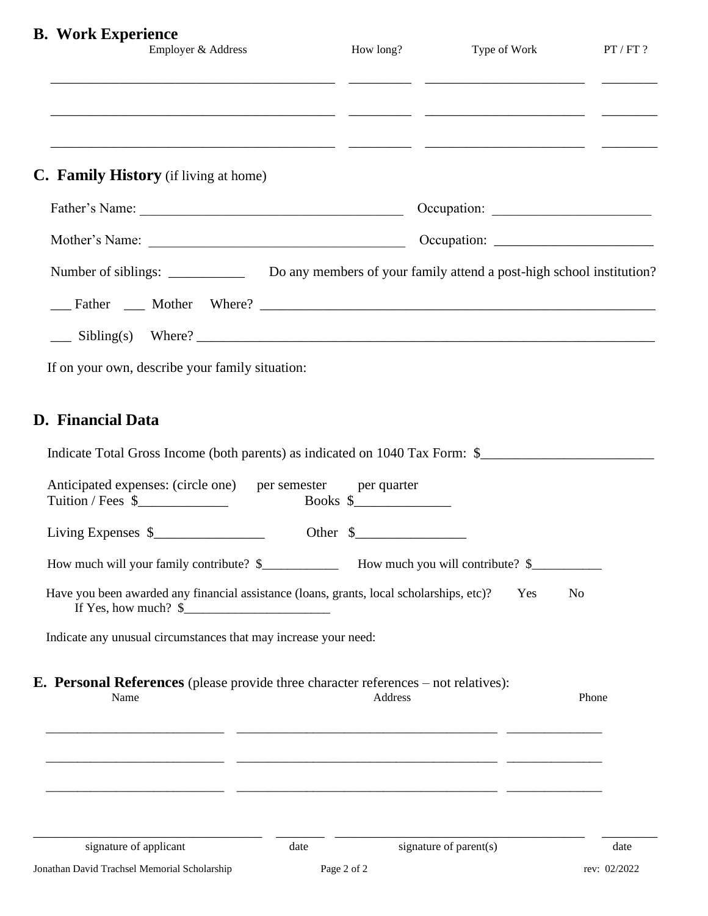## B. Work Experience

| Employer & Address | How long? | Type of Work | PT / FT ? |
|---|---|---|---|
| | | | |
| | | | |
| | | | |

## C. Family History (if living at home)

Father's Name: ______________________________________ Occupation: ______________________

Mother's Name: ______________________________________ Occupation: ______________________

Number of siblings: __________ Do any members of your family attend a post-high school institution?

___ Father ___ Mother Where? ____________________________________________________

___ Sibling(s) Where? ____________________________________________________

If on your own, describe your family situation:

## D. Financial Data

Indicate Total Gross Income (both parents) as indicated on 1040 Tax Form: $________________________

Anticipated expenses: (circle one) per semester per quarter

Tuition / Fees $____________ Books $_____________

Living Expenses $________________ Other $________________

How much will your family contribute? $___________ How much you will contribute? $__________

Have you been awarded any financial assistance (loans, grants, local scholarships, etc)? Yes No

If Yes, how much? $______________________

Indicate any unusual circumstances that may increase your need:

## E. Personal References (please provide three character references – not relatives):

| Name | Address | Phone |
|---|---|---|
| | | |
| | | |
| | | |

___________________________________ ________ ____________________________________ ________

signature of applicant date signature of parent(s) date

Jonathan David Trachsel Memorial Scholarship rev: 02/2022